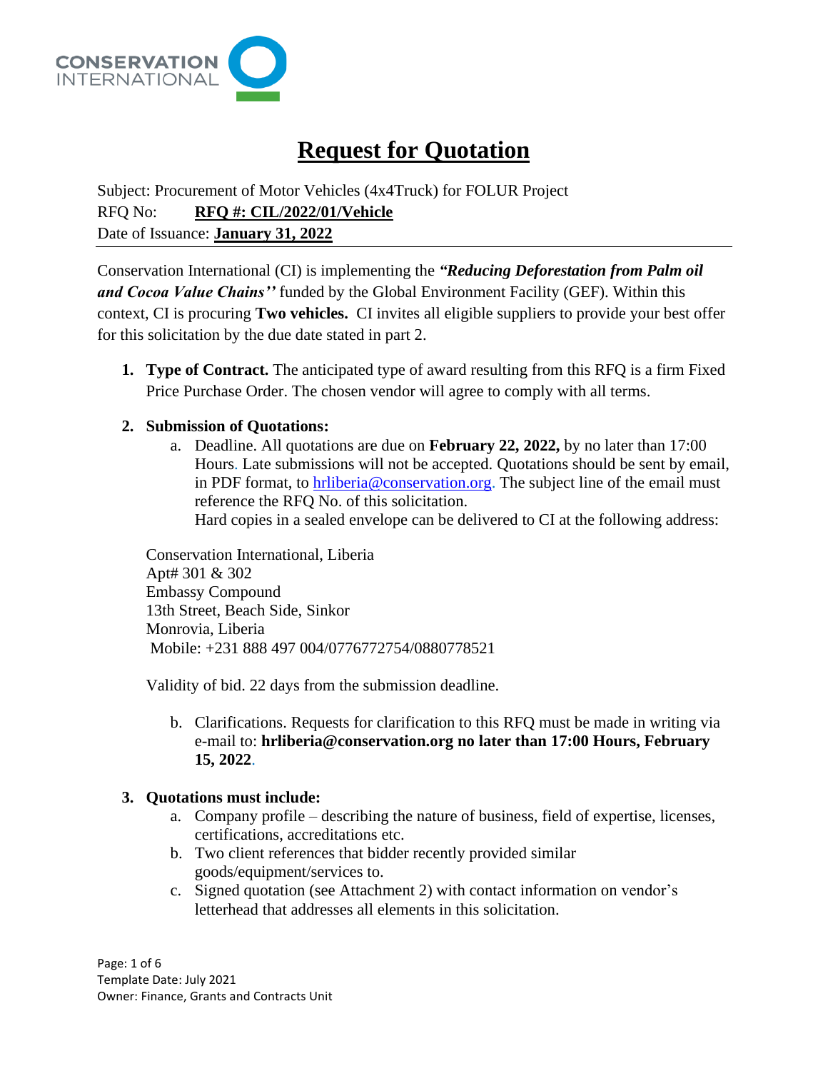# Request for Quotation

Subject: Procurement of Motor Vehicles (4x4Truck) for FOLUR Project
RFQ No: **RFQ #: CIL/2022/01/Vehicle**
Date of Issuance: **January 31, 2022**

---

Conservation International (CI) is implementing the ***"Reducing Deforestation from Palm oil and Cocoa Value Chains''*** funded by the Global Environment Facility (GEF). Within this context, CI is procuring **Two vehicles.** CI invites all eligible suppliers to provide your best offer for this solicitation by the due date stated in part 2.

1. **Type of Contract.** The anticipated type of award resulting from this RFQ is a firm Fixed Price Purchase Order. The chosen vendor will agree to comply with all terms.

2. **Submission of Quotations:**
   a. Deadline. All quotations are due on **February 22, 2022,** by no later than 17:00 Hours. Late submissions will not be accepted. Quotations should be sent by email, in PDF format, to hrliberia@conservation.org. The subject line of the email must reference the RFQ No. of this solicitation.
   Hard copies in a sealed envelope can be delivered to CI at the following address:

   Conservation International, Liberia
   Apt# 301 & 302
   Embassy Compound
   13th Street, Beach Side, Sinkor
   Monrovia, Liberia
   Mobile: +231 888 497 004/0776772754/0880778521

   Validity of bid. 22 days from the submission deadline.

   b. Clarifications. Requests for clarification to this RFQ must be made in writing via e-mail to: **hrliberia@conservation.org no later than 17:00 Hours, February 15, 2022**.

3. **Quotations must include:**
   a. Company profile – describing the nature of business, field of expertise, licenses, certifications, accreditations etc.
   b. Two client references that bidder recently provided similar goods/equipment/services to.
   c. Signed quotation (see Attachment 2) with contact information on vendor's letterhead that addresses all elements in this solicitation.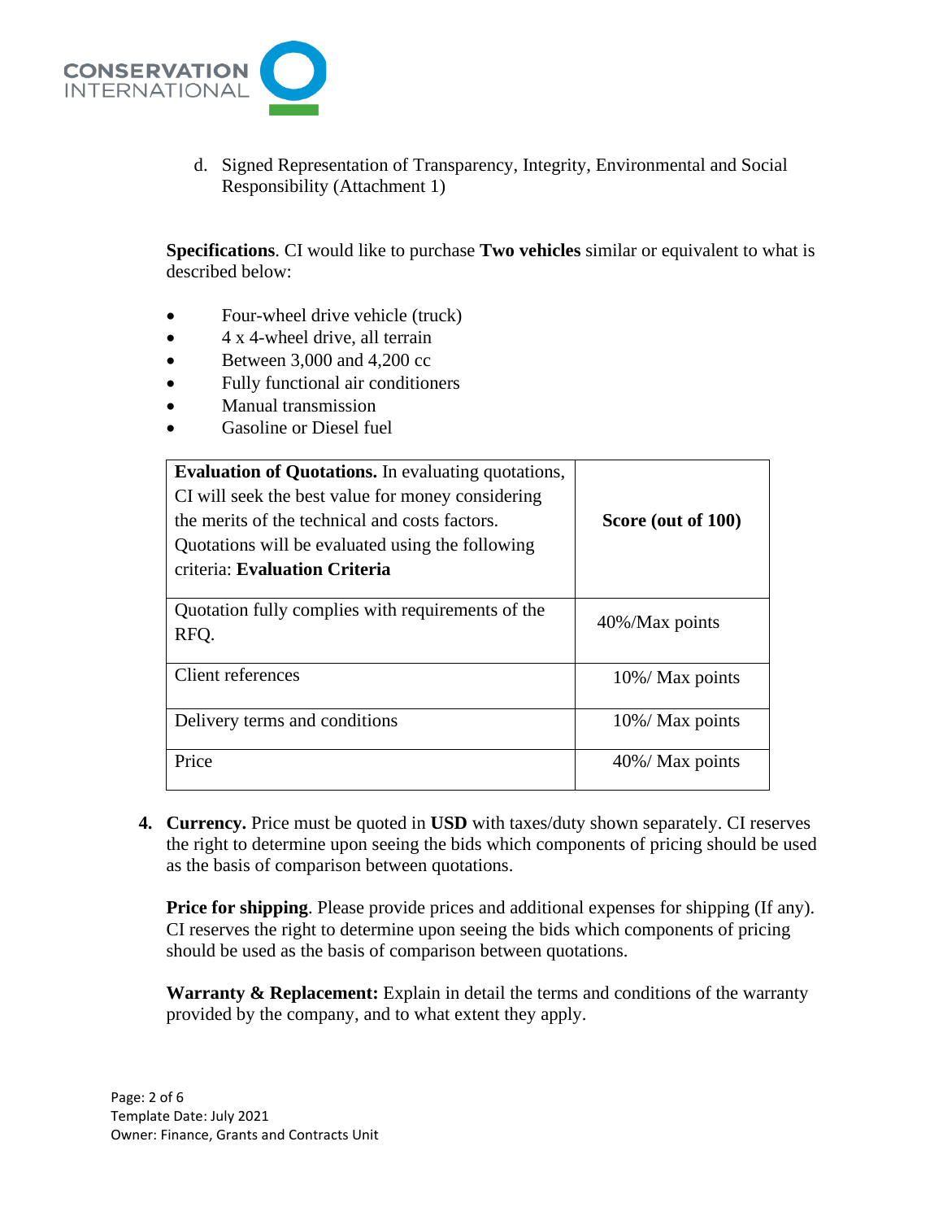d. Signed Representation of Transparency, Integrity, Environmental and Social Responsibility (Attachment 1)

**Specifications**. CI would like to purchase **Two vehicles** similar or equivalent to what is described below:

- Four-wheel drive vehicle (truck)
- 4 x 4-wheel drive, all terrain
- Between 3,000 and 4,200 cc
- Fully functional air conditioners
- Manual transmission
- Gasoline or Diesel fuel

| **Evaluation of Quotations.** In evaluating quotations, CI will seek the best value for money considering the merits of the technical and costs factors. Quotations will be evaluated using the following criteria: **Evaluation Criteria** | **Score (out of 100)** |
|---|---|
| Quotation fully complies with requirements of the RFQ. | 40%/Max points |
| Client references | 10%/ Max points |
| Delivery terms and conditions | 10%/ Max points |
| Price | 40%/ Max points |

4. **Currency.** Price must be quoted in **USD** with taxes/duty shown separately. CI reserves the right to determine upon seeing the bids which components of pricing should be used as the basis of comparison between quotations.

**Price for shipping**. Please provide prices and additional expenses for shipping (If any). CI reserves the right to determine upon seeing the bids which components of pricing should be used as the basis of comparison between quotations.

**Warranty & Replacement:** Explain in detail the terms and conditions of the warranty provided by the company, and to what extent they apply.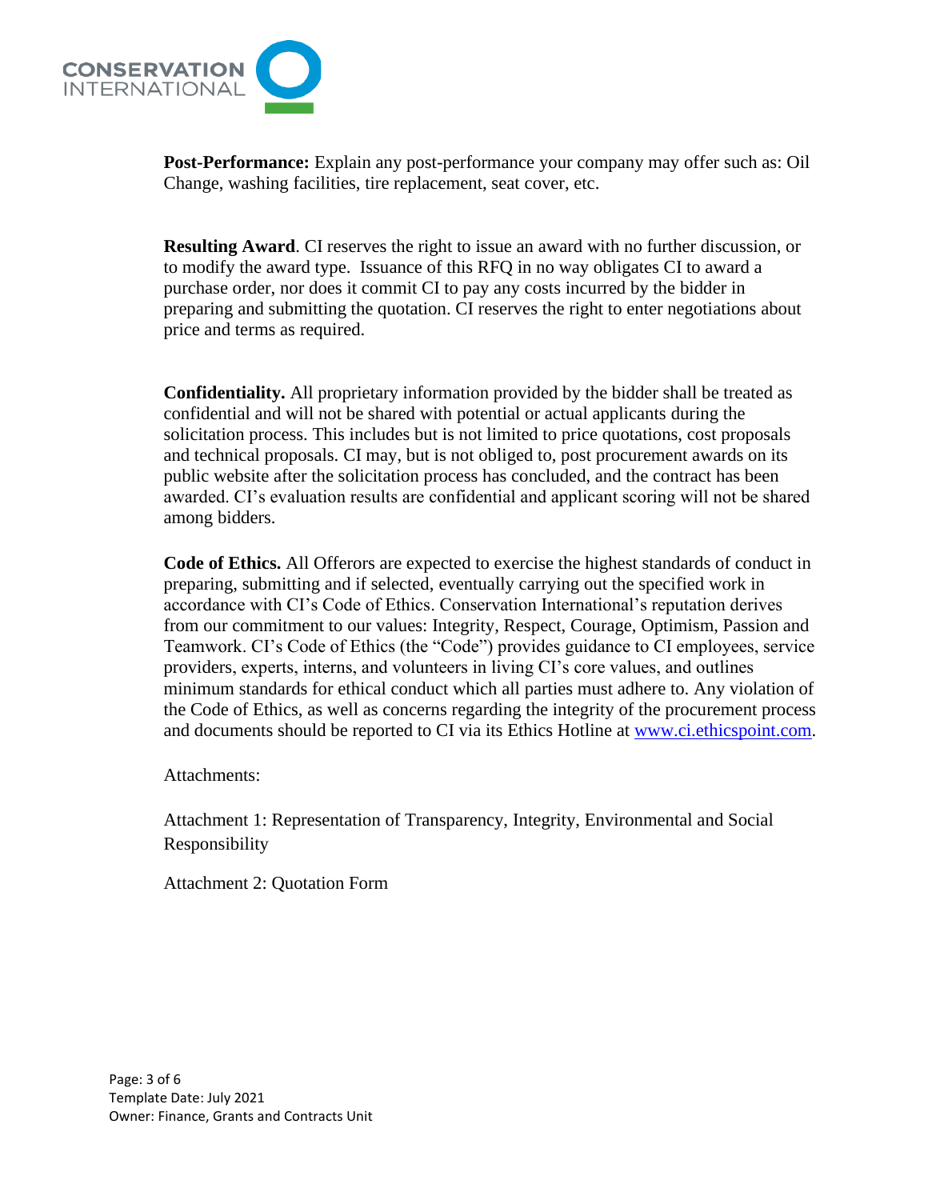**Post-Performance:** Explain any post-performance your company may offer such as: Oil Change, washing facilities, tire replacement, seat cover, etc.

**Resulting Award**. CI reserves the right to issue an award with no further discussion, or to modify the award type. Issuance of this RFQ in no way obligates CI to award a purchase order, nor does it commit CI to pay any costs incurred by the bidder in preparing and submitting the quotation. CI reserves the right to enter negotiations about price and terms as required.

**Confidentiality.** All proprietary information provided by the bidder shall be treated as confidential and will not be shared with potential or actual applicants during the solicitation process. This includes but is not limited to price quotations, cost proposals and technical proposals. CI may, but is not obliged to, post procurement awards on its public website after the solicitation process has concluded, and the contract has been awarded. CI's evaluation results are confidential and applicant scoring will not be shared among bidders.

**Code of Ethics.** All Offerors are expected to exercise the highest standards of conduct in preparing, submitting and if selected, eventually carrying out the specified work in accordance with CI's Code of Ethics. Conservation International's reputation derives from our commitment to our values: Integrity, Respect, Courage, Optimism, Passion and Teamwork. CI's Code of Ethics (the "Code") provides guidance to CI employees, service providers, experts, interns, and volunteers in living CI's core values, and outlines minimum standards for ethical conduct which all parties must adhere to. Any violation of the Code of Ethics, as well as concerns regarding the integrity of the procurement process and documents should be reported to CI via its Ethics Hotline at [www.ci.ethicspoint.com](www.ci.ethicspoint.com).

Attachments:

Attachment 1: Representation of Transparency, Integrity, Environmental and Social Responsibility

Attachment 2: Quotation Form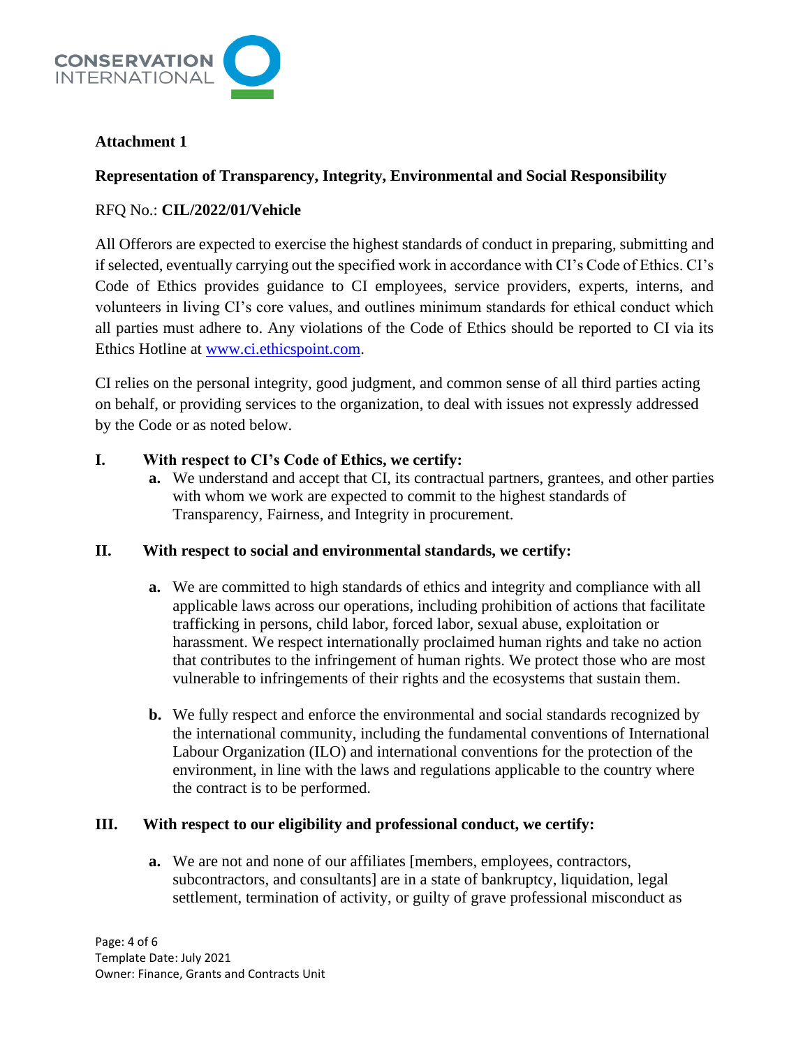**Attachment 1**

**Representation of Transparency, Integrity, Environmental and Social Responsibility**

RFQ No.: **CIL/2022/01/Vehicle**

All Offerors are expected to exercise the highest standards of conduct in preparing, submitting and if selected, eventually carrying out the specified work in accordance with CI's Code of Ethics. CI's Code of Ethics provides guidance to CI employees, service providers, experts, interns, and volunteers in living CI's core values, and outlines minimum standards for ethical conduct which all parties must adhere to. Any violations of the Code of Ethics should be reported to CI via its Ethics Hotline at www.ci.ethicspoint.com.

CI relies on the personal integrity, good judgment, and common sense of all third parties acting on behalf, or providing services to the organization, to deal with issues not expressly addressed by the Code or as noted below.

**I. With respect to CI's Code of Ethics, we certify:**

- **a.** We understand and accept that CI, its contractual partners, grantees, and other parties with whom we work are expected to commit to the highest standards of Transparency, Fairness, and Integrity in procurement.

**II. With respect to social and environmental standards, we certify:**

- **a.** We are committed to high standards of ethics and integrity and compliance with all applicable laws across our operations, including prohibition of actions that facilitate trafficking in persons, child labor, forced labor, sexual abuse, exploitation or harassment. We respect internationally proclaimed human rights and take no action that contributes to the infringement of human rights. We protect those who are most vulnerable to infringements of their rights and the ecosystems that sustain them.

- **b.** We fully respect and enforce the environmental and social standards recognized by the international community, including the fundamental conventions of International Labour Organization (ILO) and international conventions for the protection of the environment, in line with the laws and regulations applicable to the country where the contract is to be performed.

**III. With respect to our eligibility and professional conduct, we certify:**

- **a.** We are not and none of our affiliates [members, employees, contractors, subcontractors, and consultants] are in a state of bankruptcy, liquidation, legal settlement, termination of activity, or guilty of grave professional misconduct as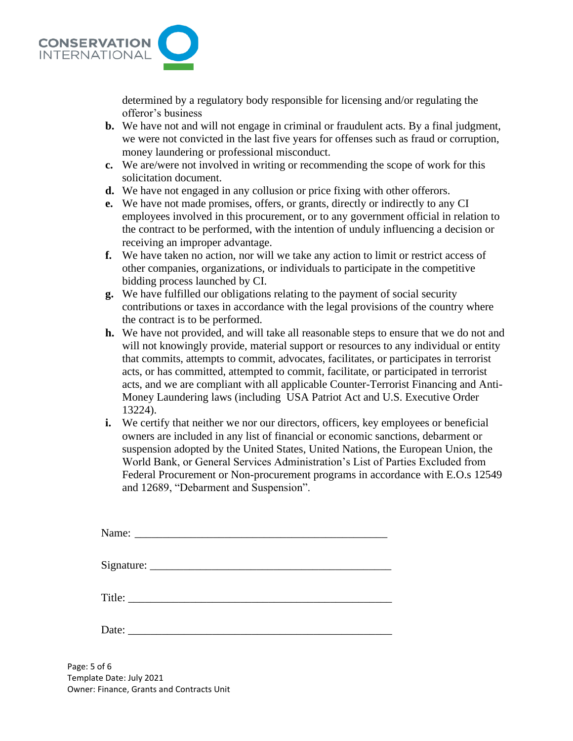determined by a regulatory body responsible for licensing and/or regulating the offeror's business

**b.** We have not and will not engage in criminal or fraudulent acts. By a final judgment, we were not convicted in the last five years for offenses such as fraud or corruption, money laundering or professional misconduct.

**c.** We are/were not involved in writing or recommending the scope of work for this solicitation document.

**d.** We have not engaged in any collusion or price fixing with other offerors.

**e.** We have not made promises, offers, or grants, directly or indirectly to any CI employees involved in this procurement, or to any government official in relation to the contract to be performed, with the intention of unduly influencing a decision or receiving an improper advantage.

**f.** We have taken no action, nor will we take any action to limit or restrict access of other companies, organizations, or individuals to participate in the competitive bidding process launched by CI.

**g.** We have fulfilled our obligations relating to the payment of social security contributions or taxes in accordance with the legal provisions of the country where the contract is to be performed.

**h.** We have not provided, and will take all reasonable steps to ensure that we do not and will not knowingly provide, material support or resources to any individual or entity that commits, attempts to commit, advocates, facilitates, or participates in terrorist acts, or has committed, attempted to commit, facilitate, or participated in terrorist acts, and we are compliant with all applicable Counter-Terrorist Financing and Anti-Money Laundering laws (including USA Patriot Act and U.S. Executive Order 13224).

**i.** We certify that neither we nor our directors, officers, key employees or beneficial owners are included in any list of financial or economic sanctions, debarment or suspension adopted by the United States, United Nations, the European Union, the World Bank, or General Services Administration's List of Parties Excluded from Federal Procurement or Non-procurement programs in accordance with E.O.s 12549 and 12689, "Debarment and Suspension".

Name: ______________________________________________

Signature: ___________________________________________

Title: _______________________________________________

Date: _______________________________________________

Template Date: July 2021
Owner: Finance, Grants and Contracts Unit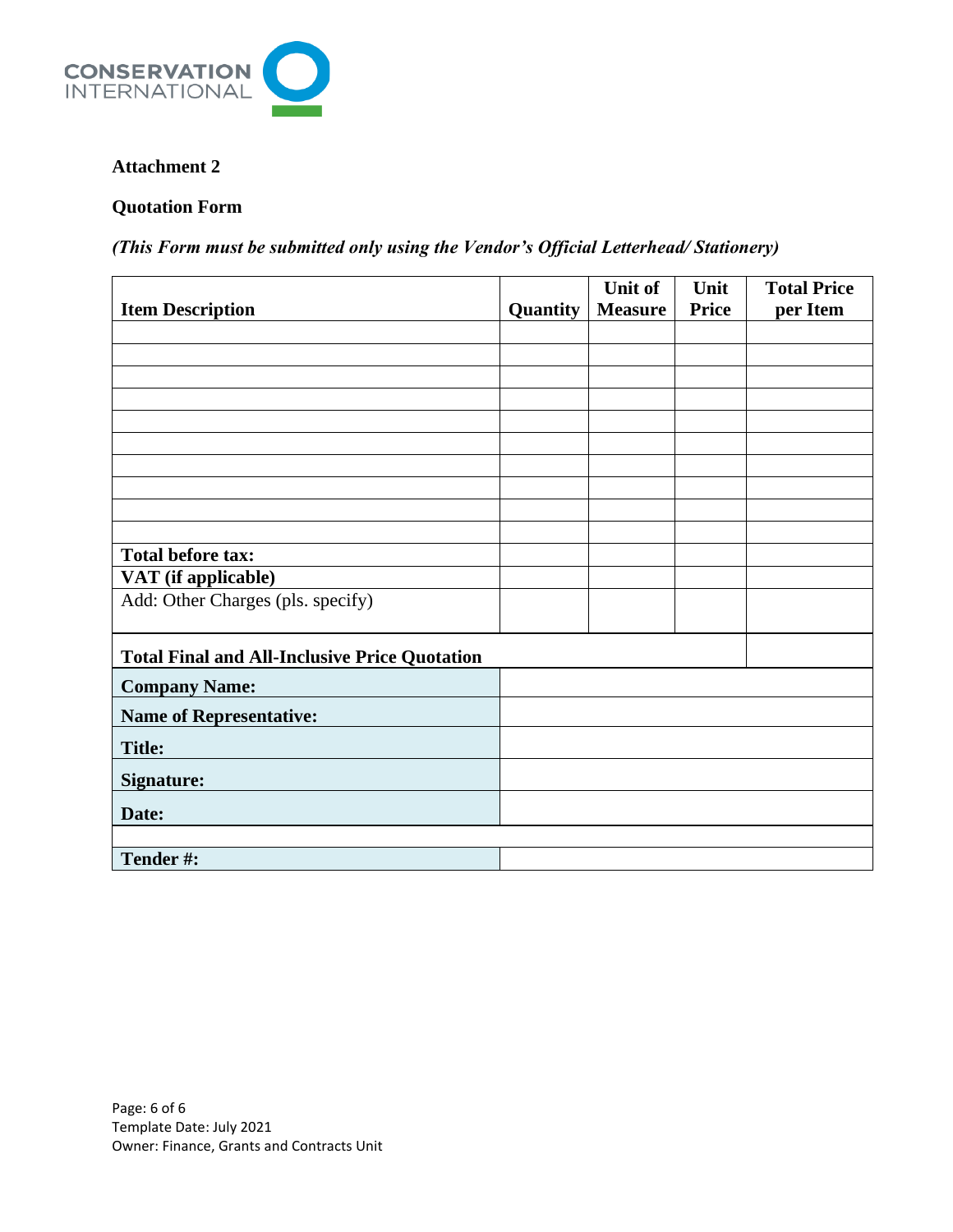**Attachment 2**

**Quotation Form**

***(This Form must be submitted only using the Vendor's Official Letterhead/ Stationery)***

| Item Description | Quantity | Unit of Measure | Unit Price | Total Price per Item |
|---|---|---|---|---|
| | | | | |
| | | | | |
| | | | | |
| | | | | |
| | | | | |
| | | | | |
| | | | | |
| | | | | |
| | | | | |
| | | | | |
| **Total before tax:** | | | | |
| **VAT (if applicable)** | | | | |
| Add: Other Charges (pls. specify) | | | | |
| **Total Final and All-Inclusive Price Quotation** | | | | |

| | |
|---|---|
| **Company Name:** | |
| **Name of Representative:** | |
| **Title:** | |
| **Signature:** | |
| **Date:** | |
| | |
| **Tender #:** | |